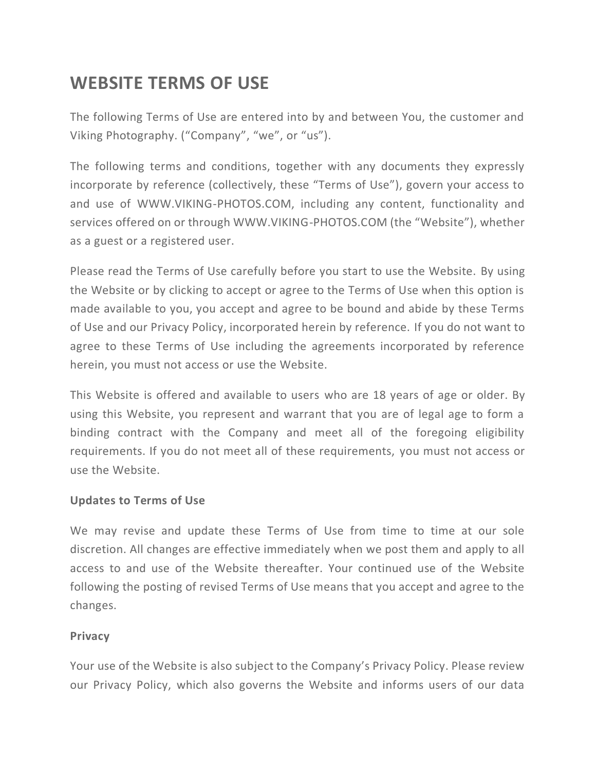# WEBSITE TERMS OF USE

The following Terms of Use are entered into by and between You, the customer and Viking Photography. (“Company”, “we”, or “us”).

The following terms and conditions, together with any documents they expressly incorporate by reference (collectively, these “Terms of Use”), govern your access to and use of WWW.VIKING-PHOTOS.COM, including any content, functionality and services offered on or through WWW.VIKING-PHOTOS.COM (the “Website”), whether as a guest or a registered user.

Please read the Terms of Use carefully before you start to use the Website. By using the Website or by clicking to accept or agree to the Terms of Use when this option is made available to you, you accept and agree to be bound and abide by these Terms of Use and our Privacy Policy, incorporated herein by reference. If you do not want to agree to these Terms of Use including the agreements incorporated by reference herein, you must not access or use the Website.

This Website is offered and available to users who are 18 years of age or older. By using this Website, you represent and warrant that you are of legal age to form a binding contract with the Company and meet all of the foregoing eligibility requirements. If you do not meet all of these requirements, you must not access or use the Website.

**Updates to Terms of Use**

We may revise and update these Terms of Use from time to time at our sole discretion. All changes are effective immediately when we post them and apply to all access to and use of the Website thereafter. Your continued use of the Website following the posting of revised Terms of Use means that you accept and agree to the changes.

**Privacy**

Your use of the Website is also subject to the Company’s Privacy Policy. Please review our Privacy Policy, which also governs the Website and informs users of our data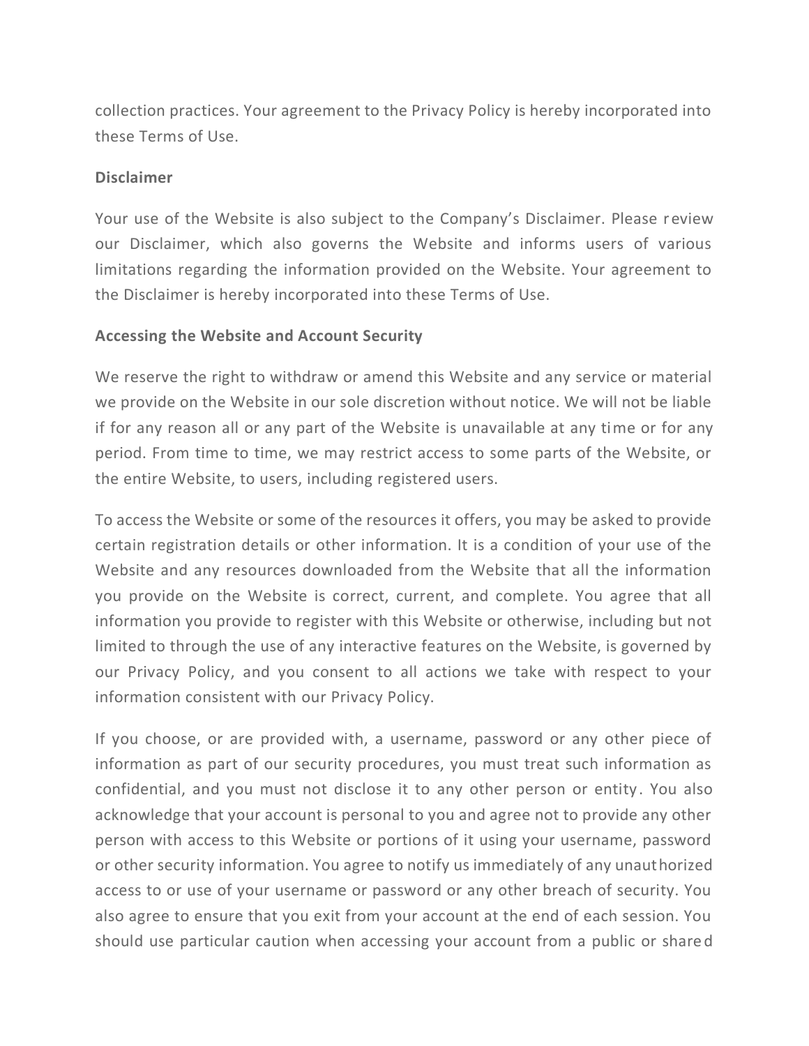collection practices. Your agreement to the Privacy Policy is hereby incorporated into these Terms of Use.

**Disclaimer**

Your use of the Website is also subject to the Company's Disclaimer. Please review our Disclaimer, which also governs the Website and informs users of various limitations regarding the information provided on the Website. Your agreement to the Disclaimer is hereby incorporated into these Terms of Use.

**Accessing the Website and Account Security**

We reserve the right to withdraw or amend this Website and any service or material we provide on the Website in our sole discretion without notice. We will not be liable if for any reason all or any part of the Website is unavailable at any time or for any period. From time to time, we may restrict access to some parts of the Website, or the entire Website, to users, including registered users.

To access the Website or some of the resources it offers, you may be asked to provide certain registration details or other information. It is a condition of your use of the Website and any resources downloaded from the Website that all the information you provide on the Website is correct, current, and complete. You agree that all information you provide to register with this Website or otherwise, including but not limited to through the use of any interactive features on the Website, is governed by our Privacy Policy, and you consent to all actions we take with respect to your information consistent with our Privacy Policy.

If you choose, or are provided with, a username, password or any other piece of information as part of our security procedures, you must treat such information as confidential, and you must not disclose it to any other person or entity. You also acknowledge that your account is personal to you and agree not to provide any other person with access to this Website or portions of it using your username, password or other security information. You agree to notify us immediately of any unauthorized access to or use of your username or password or any other breach of security. You also agree to ensure that you exit from your account at the end of each session. You should use particular caution when accessing your account from a public or shared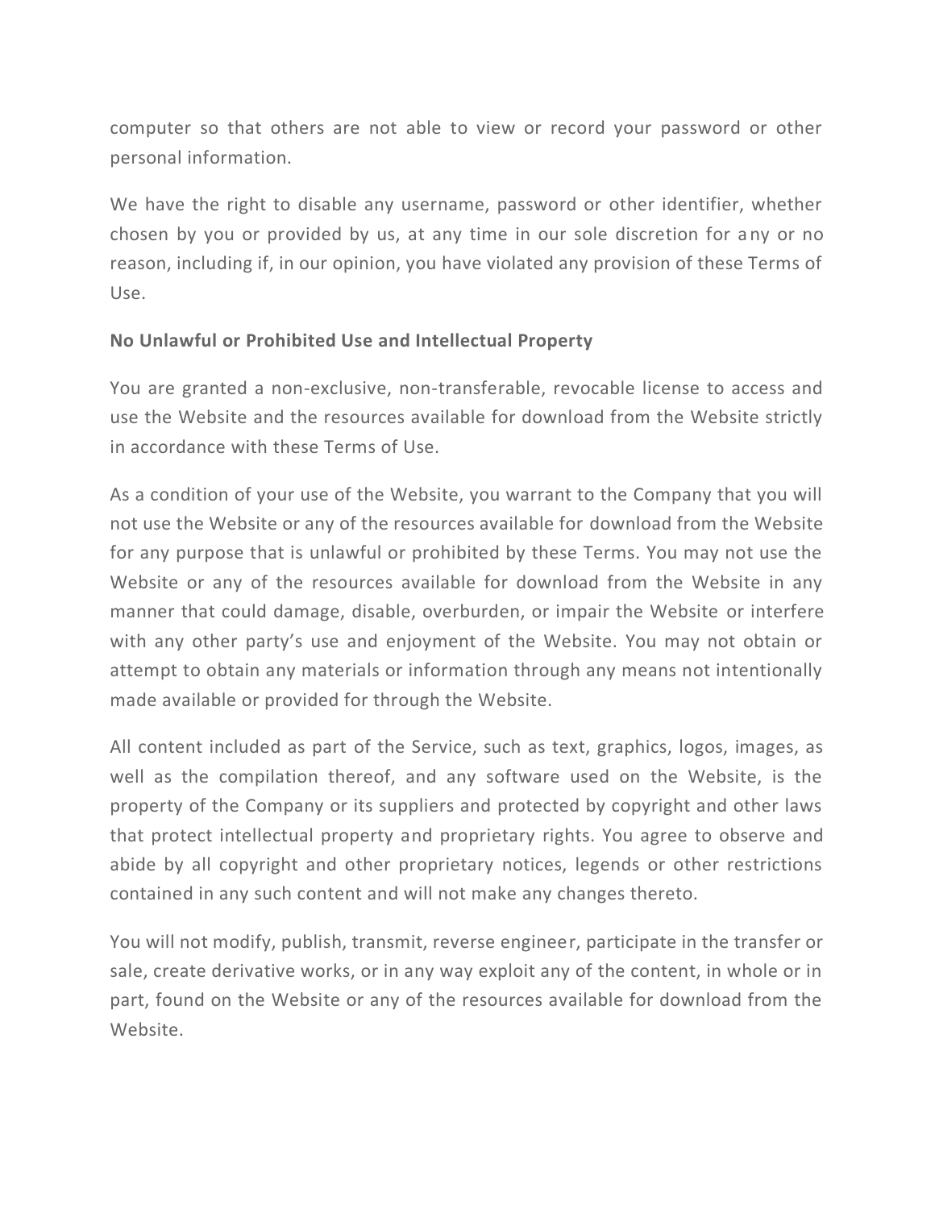computer so that others are not able to view or record your password or other personal information.

We have the right to disable any username, password or other identifier, whether chosen by you or provided by us, at any time in our sole discretion for any or no reason, including if, in our opinion, you have violated any provision of these Terms of Use.

**No Unlawful or Prohibited Use and Intellectual Property**

You are granted a non-exclusive, non-transferable, revocable license to access and use the Website and the resources available for download from the Website strictly in accordance with these Terms of Use.

As a condition of your use of the Website, you warrant to the Company that you will not use the Website or any of the resources available for download from the Website for any purpose that is unlawful or prohibited by these Terms. You may not use the Website or any of the resources available for download from the Website in any manner that could damage, disable, overburden, or impair the Website or interfere with any other party's use and enjoyment of the Website. You may not obtain or attempt to obtain any materials or information through any means not intentionally made available or provided for through the Website.

All content included as part of the Service, such as text, graphics, logos, images, as well as the compilation thereof, and any software used on the Website, is the property of the Company or its suppliers and protected by copyright and other laws that protect intellectual property and proprietary rights. You agree to observe and abide by all copyright and other proprietary notices, legends or other restrictions contained in any such content and will not make any changes thereto.

You will not modify, publish, transmit, reverse engineer, participate in the transfer or sale, create derivative works, or in any way exploit any of the content, in whole or in part, found on the Website or any of the resources available for download from the Website.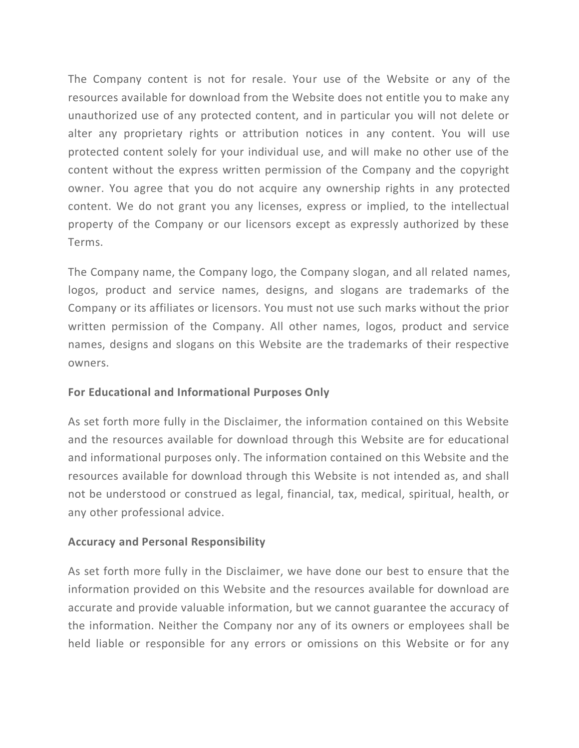The Company content is not for resale. Your use of the Website or any of the resources available for download from the Website does not entitle you to make any unauthorized use of any protected content, and in particular you will not delete or alter any proprietary rights or attribution notices in any content. You will use protected content solely for your individual use, and will make no other use of the content without the express written permission of the Company and the copyright owner. You agree that you do not acquire any ownership rights in any protected content. We do not grant you any licenses, express or implied, to the intellectual property of the Company or our licensors except as expressly authorized by these Terms.

The Company name, the Company logo, the Company slogan, and all related names, logos, product and service names, designs, and slogans are trademarks of the Company or its affiliates or licensors. You must not use such marks without the prior written permission of the Company. All other names, logos, product and service names, designs and slogans on this Website are the trademarks of their respective owners.

**For Educational and Informational Purposes Only**

As set forth more fully in the Disclaimer, the information contained on this Website and the resources available for download through this Website are for educational and informational purposes only. The information contained on this Website and the resources available for download through this Website is not intended as, and shall not be understood or construed as legal, financial, tax, medical, spiritual, health, or any other professional advice.

**Accuracy and Personal Responsibility**

As set forth more fully in the Disclaimer, we have done our best to ensure that the information provided on this Website and the resources available for download are accurate and provide valuable information, but we cannot guarantee the accuracy of the information. Neither the Company nor any of its owners or employees shall be held liable or responsible for any errors or omissions on this Website or for any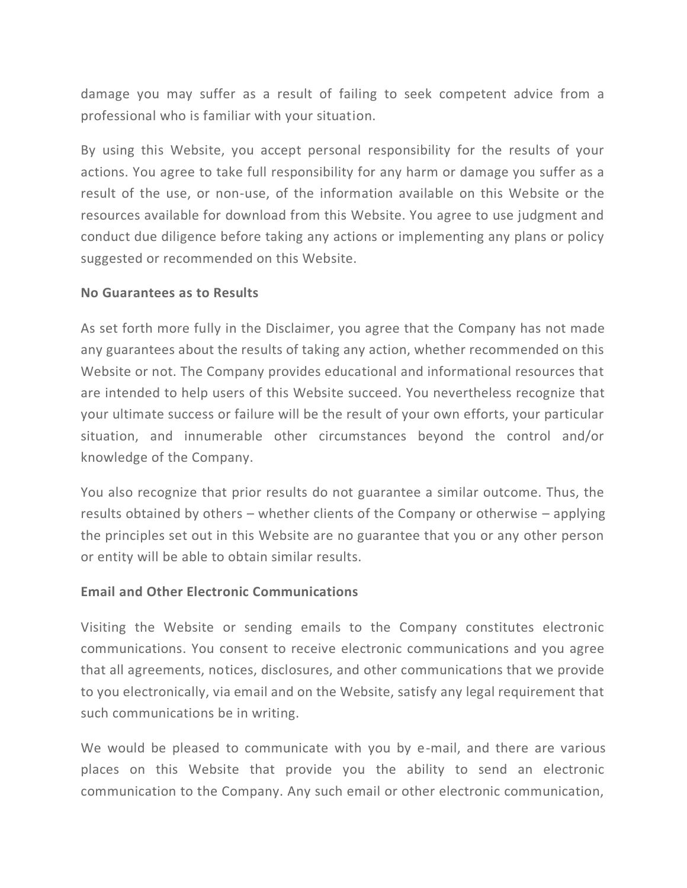damage you may suffer as a result of failing to seek competent advice from a professional who is familiar with your situation.

By using this Website, you accept personal responsibility for the results of your actions. You agree to take full responsibility for any harm or damage you suffer as a result of the use, or non-use, of the information available on this Website or the resources available for download from this Website. You agree to use judgment and conduct due diligence before taking any actions or implementing any plans or policy suggested or recommended on this Website.

**No Guarantees as to Results**

As set forth more fully in the Disclaimer, you agree that the Company has not made any guarantees about the results of taking any action, whether recommended on this Website or not. The Company provides educational and informational resources that are intended to help users of this Website succeed. You nevertheless recognize that your ultimate success or failure will be the result of your own efforts, your particular situation, and innumerable other circumstances beyond the control and/or knowledge of the Company.

You also recognize that prior results do not guarantee a similar outcome. Thus, the results obtained by others – whether clients of the Company or otherwise – applying the principles set out in this Website are no guarantee that you or any other person or entity will be able to obtain similar results.

**Email and Other Electronic Communications**

Visiting the Website or sending emails to the Company constitutes electronic communications. You consent to receive electronic communications and you agree that all agreements, notices, disclosures, and other communications that we provide to you electronically, via email and on the Website, satisfy any legal requirement that such communications be in writing.

We would be pleased to communicate with you by e-mail, and there are various places on this Website that provide you the ability to send an electronic communication to the Company. Any such email or other electronic communication,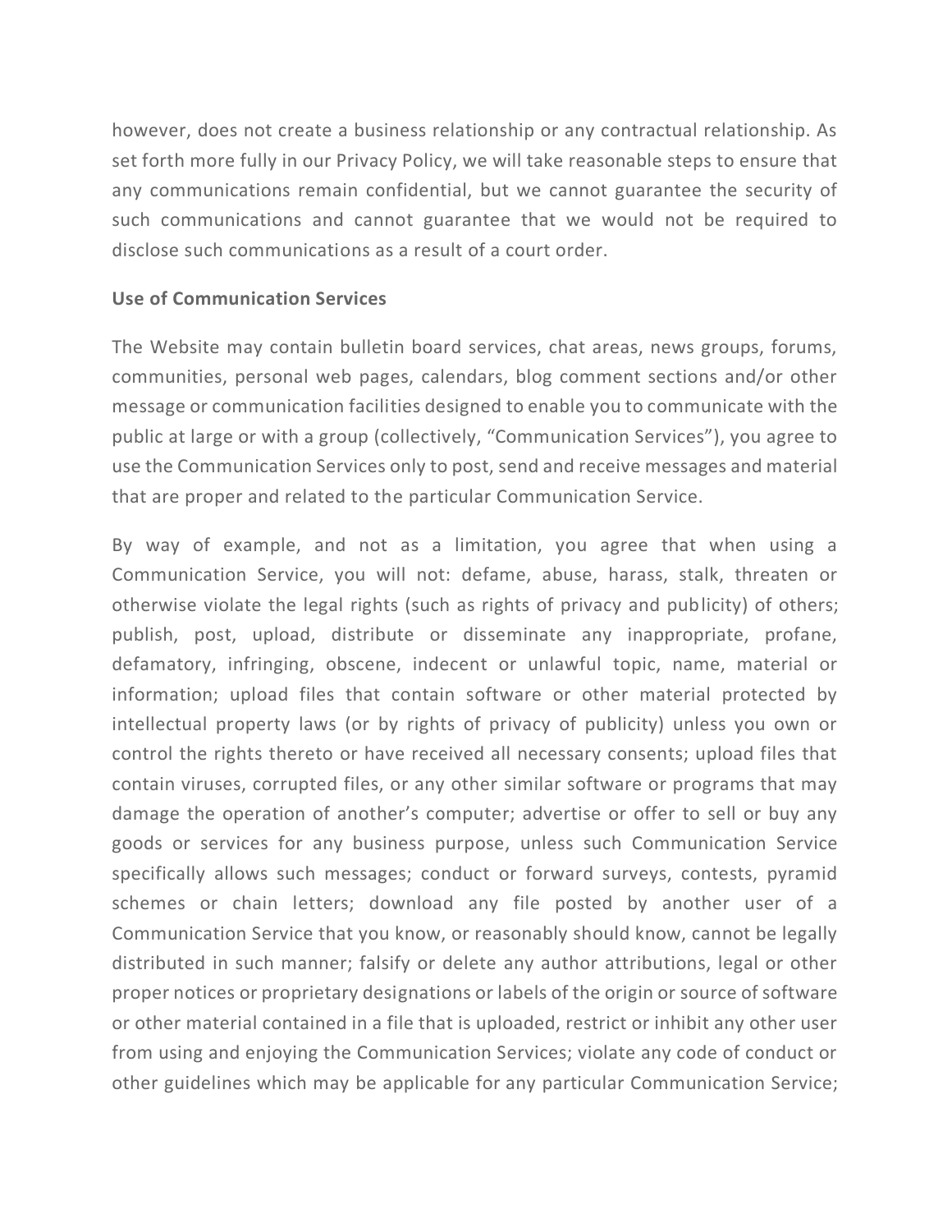however, does not create a business relationship or any contractual relationship. As set forth more fully in our Privacy Policy, we will take reasonable steps to ensure that any communications remain confidential, but we cannot guarantee the security of such communications and cannot guarantee that we would not be required to disclose such communications as a result of a court order.

**Use of Communication Services**

The Website may contain bulletin board services, chat areas, news groups, forums, communities, personal web pages, calendars, blog comment sections and/or other message or communication facilities designed to enable you to communicate with the public at large or with a group (collectively, "Communication Services"), you agree to use the Communication Services only to post, send and receive messages and material that are proper and related to the particular Communication Service.

By way of example, and not as a limitation, you agree that when using a Communication Service, you will not: defame, abuse, harass, stalk, threaten or otherwise violate the legal rights (such as rights of privacy and publicity) of others; publish, post, upload, distribute or disseminate any inappropriate, profane, defamatory, infringing, obscene, indecent or unlawful topic, name, material or information; upload files that contain software or other material protected by intellectual property laws (or by rights of privacy of publicity) unless you own or control the rights thereto or have received all necessary consents; upload files that contain viruses, corrupted files, or any other similar software or programs that may damage the operation of another's computer; advertise or offer to sell or buy any goods or services for any business purpose, unless such Communication Service specifically allows such messages; conduct or forward surveys, contests, pyramid schemes or chain letters; download any file posted by another user of a Communication Service that you know, or reasonably should know, cannot be legally distributed in such manner; falsify or delete any author attributions, legal or other proper notices or proprietary designations or labels of the origin or source of software or other material contained in a file that is uploaded, restrict or inhibit any other user from using and enjoying the Communication Services; violate any code of conduct or other guidelines which may be applicable for any particular Communication Service;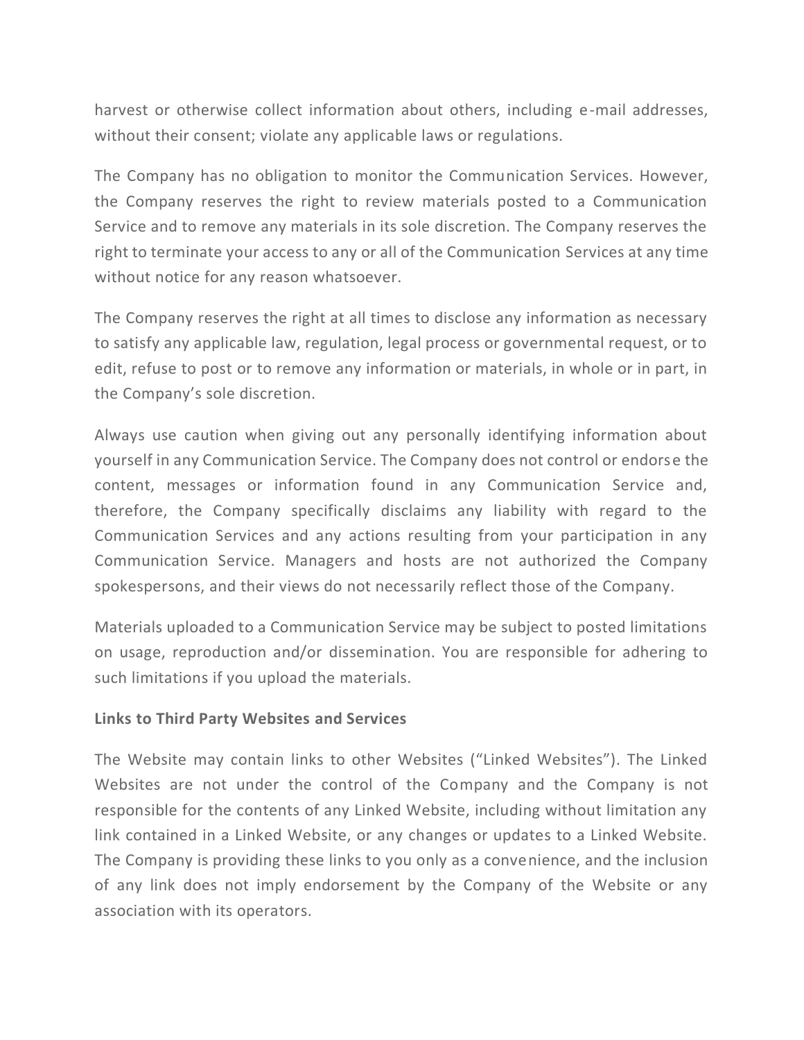harvest or otherwise collect information about others, including e-mail addresses, without their consent; violate any applicable laws or regulations.

The Company has no obligation to monitor the Communication Services. However, the Company reserves the right to review materials posted to a Communication Service and to remove any materials in its sole discretion. The Company reserves the right to terminate your access to any or all of the Communication Services at any time without notice for any reason whatsoever.

The Company reserves the right at all times to disclose any information as necessary to satisfy any applicable law, regulation, legal process or governmental request, or to edit, refuse to post or to remove any information or materials, in whole or in part, in the Company's sole discretion.

Always use caution when giving out any personally identifying information about yourself in any Communication Service. The Company does not control or endorse the content, messages or information found in any Communication Service and, therefore, the Company specifically disclaims any liability with regard to the Communication Services and any actions resulting from your participation in any Communication Service. Managers and hosts are not authorized the Company spokespersons, and their views do not necessarily reflect those of the Company.

Materials uploaded to a Communication Service may be subject to posted limitations on usage, reproduction and/or dissemination. You are responsible for adhering to such limitations if you upload the materials.

**Links to Third Party Websites and Services**

The Website may contain links to other Websites ("Linked Websites"). The Linked Websites are not under the control of the Company and the Company is not responsible for the contents of any Linked Website, including without limitation any link contained in a Linked Website, or any changes or updates to a Linked Website. The Company is providing these links to you only as a convenience, and the inclusion of any link does not imply endorsement by the Company of the Website or any association with its operators.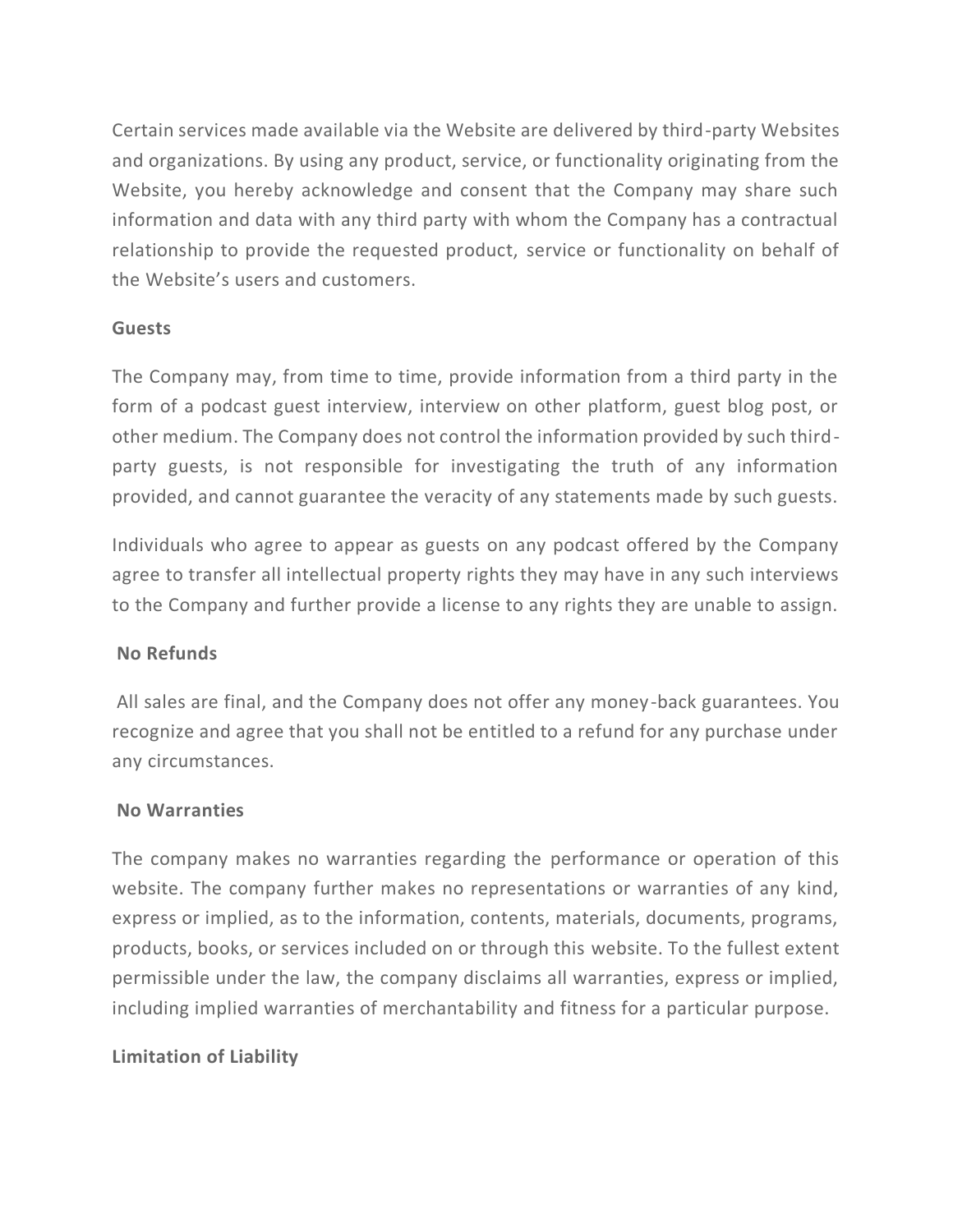Certain services made available via the Website are delivered by third-party Websites and organizations. By using any product, service, or functionality originating from the Website, you hereby acknowledge and consent that the Company may share such information and data with any third party with whom the Company has a contractual relationship to provide the requested product, service or functionality on behalf of the Website's users and customers.

**Guests**

The Company may, from time to time, provide information from a third party in the form of a podcast guest interview, interview on other platform, guest blog post, or other medium. The Company does not control the information provided by such third-party guests, is not responsible for investigating the truth of any information provided, and cannot guarantee the veracity of any statements made by such guests.

Individuals who agree to appear as guests on any podcast offered by the Company agree to transfer all intellectual property rights they may have in any such interviews to the Company and further provide a license to any rights they are unable to assign.

**No Refunds**

All sales are final, and the Company does not offer any money-back guarantees. You recognize and agree that you shall not be entitled to a refund for any purchase under any circumstances.

**No Warranties**

The company makes no warranties regarding the performance or operation of this website. The company further makes no representations or warranties of any kind, express or implied, as to the information, contents, materials, documents, programs, products, books, or services included on or through this website. To the fullest extent permissible under the law, the company disclaims all warranties, express or implied, including implied warranties of merchantability and fitness for a particular purpose.

**Limitation of Liability**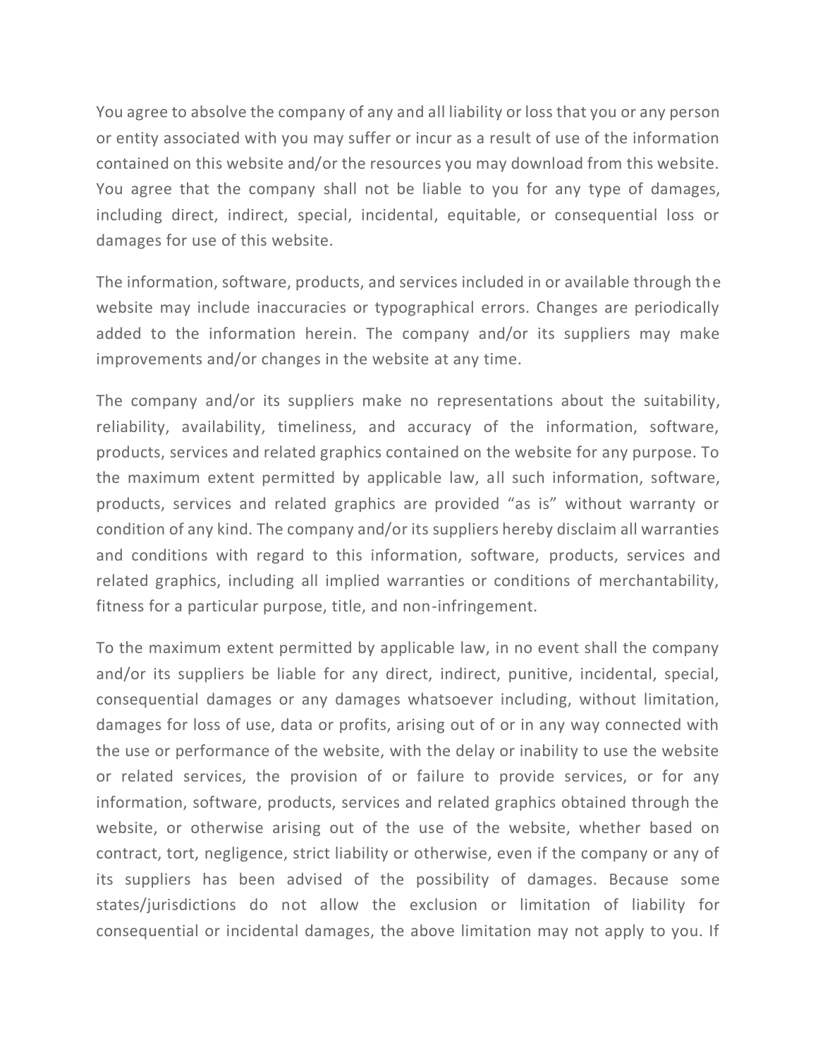You agree to absolve the company of any and all liability or loss that you or any person or entity associated with you may suffer or incur as a result of use of the information contained on this website and/or the resources you may download from this website. You agree that the company shall not be liable to you for any type of damages, including direct, indirect, special, incidental, equitable, or consequential loss or damages for use of this website.

The information, software, products, and services included in or available through the website may include inaccuracies or typographical errors. Changes are periodically added to the information herein. The company and/or its suppliers may make improvements and/or changes in the website at any time.

The company and/or its suppliers make no representations about the suitability, reliability, availability, timeliness, and accuracy of the information, software, products, services and related graphics contained on the website for any purpose. To the maximum extent permitted by applicable law, all such information, software, products, services and related graphics are provided "as is" without warranty or condition of any kind. The company and/or its suppliers hereby disclaim all warranties and conditions with regard to this information, software, products, services and related graphics, including all implied warranties or conditions of merchantability, fitness for a particular purpose, title, and non-infringement.

To the maximum extent permitted by applicable law, in no event shall the company and/or its suppliers be liable for any direct, indirect, punitive, incidental, special, consequential damages or any damages whatsoever including, without limitation, damages for loss of use, data or profits, arising out of or in any way connected with the use or performance of the website, with the delay or inability to use the website or related services, the provision of or failure to provide services, or for any information, software, products, services and related graphics obtained through the website, or otherwise arising out of the use of the website, whether based on contract, tort, negligence, strict liability or otherwise, even if the company or any of its suppliers has been advised of the possibility of damages. Because some states/jurisdictions do not allow the exclusion or limitation of liability for consequential or incidental damages, the above limitation may not apply to you. If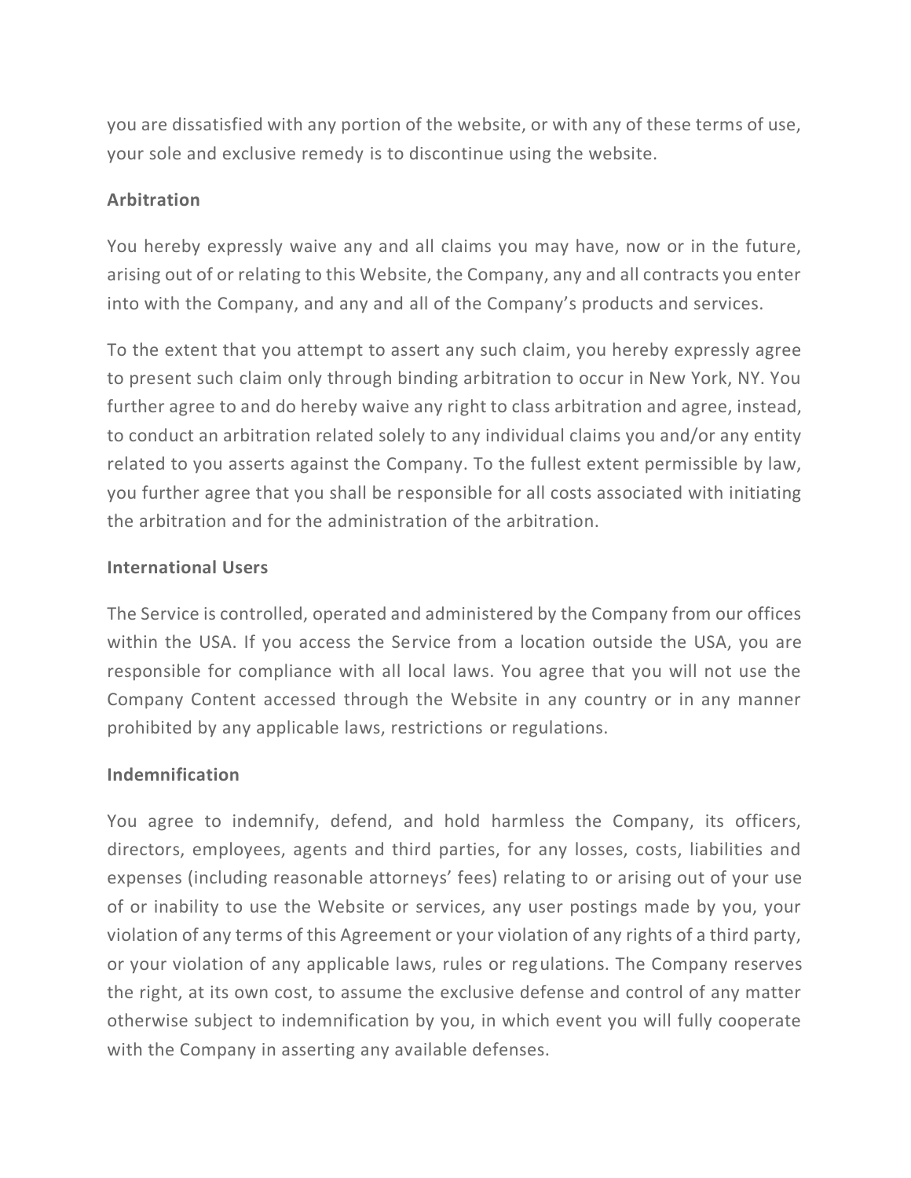you are dissatisfied with any portion of the website, or with any of these terms of use, your sole and exclusive remedy is to discontinue using the website.

**Arbitration**

You hereby expressly waive any and all claims you may have, now or in the future, arising out of or relating to this Website, the Company, any and all contracts you enter into with the Company, and any and all of the Company's products and services.

To the extent that you attempt to assert any such claim, you hereby expressly agree to present such claim only through binding arbitration to occur in New York, NY. You further agree to and do hereby waive any right to class arbitration and agree, instead, to conduct an arbitration related solely to any individual claims you and/or any entity related to you asserts against the Company. To the fullest extent permissible by law, you further agree that you shall be responsible for all costs associated with initiating the arbitration and for the administration of the arbitration.

**International Users**

The Service is controlled, operated and administered by the Company from our offices within the USA. If you access the Service from a location outside the USA, you are responsible for compliance with all local laws. You agree that you will not use the Company Content accessed through the Website in any country or in any manner prohibited by any applicable laws, restrictions or regulations.

**Indemnification**

You agree to indemnify, defend, and hold harmless the Company, its officers, directors, employees, agents and third parties, for any losses, costs, liabilities and expenses (including reasonable attorneys' fees) relating to or arising out of your use of or inability to use the Website or services, any user postings made by you, your violation of any terms of this Agreement or your violation of any rights of a third party, or your violation of any applicable laws, rules or regulations. The Company reserves the right, at its own cost, to assume the exclusive defense and control of any matter otherwise subject to indemnification by you, in which event you will fully cooperate with the Company in asserting any available defenses.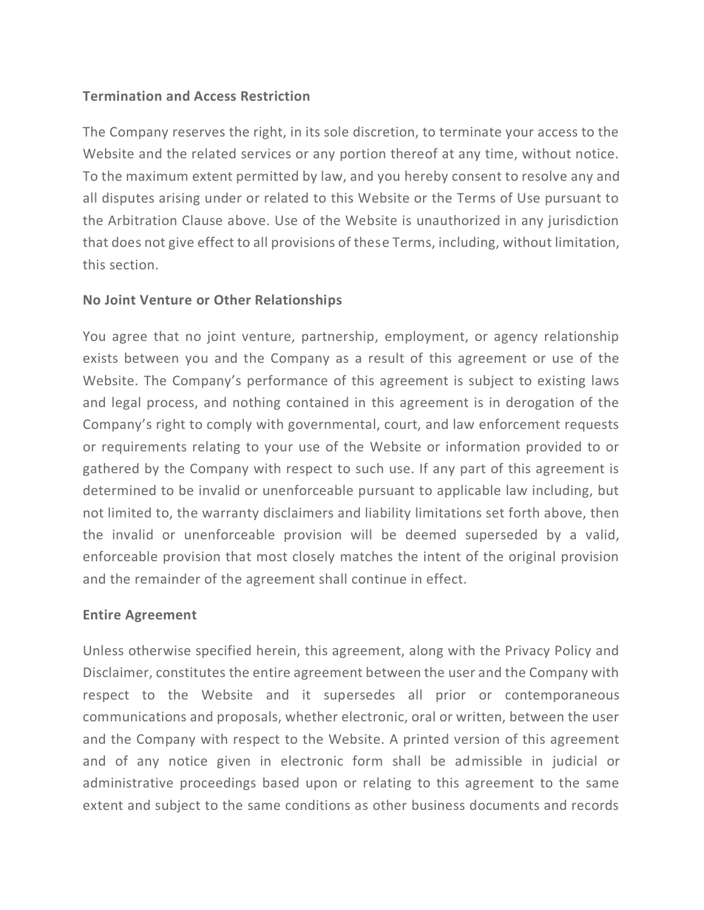**Termination and Access Restriction**

The Company reserves the right, in its sole discretion, to terminate your access to the Website and the related services or any portion thereof at any time, without notice. To the maximum extent permitted by law, and you hereby consent to resolve any and all disputes arising under or related to this Website or the Terms of Use pursuant to the Arbitration Clause above. Use of the Website is unauthorized in any jurisdiction that does not give effect to all provisions of these Terms, including, without limitation, this section.

**No Joint Venture or Other Relationships**

You agree that no joint venture, partnership, employment, or agency relationship exists between you and the Company as a result of this agreement or use of the Website. The Company's performance of this agreement is subject to existing laws and legal process, and nothing contained in this agreement is in derogation of the Company's right to comply with governmental, court, and law enforcement requests or requirements relating to your use of the Website or information provided to or gathered by the Company with respect to such use. If any part of this agreement is determined to be invalid or unenforceable pursuant to applicable law including, but not limited to, the warranty disclaimers and liability limitations set forth above, then the invalid or unenforceable provision will be deemed superseded by a valid, enforceable provision that most closely matches the intent of the original provision and the remainder of the agreement shall continue in effect.

**Entire Agreement**

Unless otherwise specified herein, this agreement, along with the Privacy Policy and Disclaimer, constitutes the entire agreement between the user and the Company with respect to the Website and it supersedes all prior or contemporaneous communications and proposals, whether electronic, oral or written, between the user and the Company with respect to the Website. A printed version of this agreement and of any notice given in electronic form shall be admissible in judicial or administrative proceedings based upon or relating to this agreement to the same extent and subject to the same conditions as other business documents and records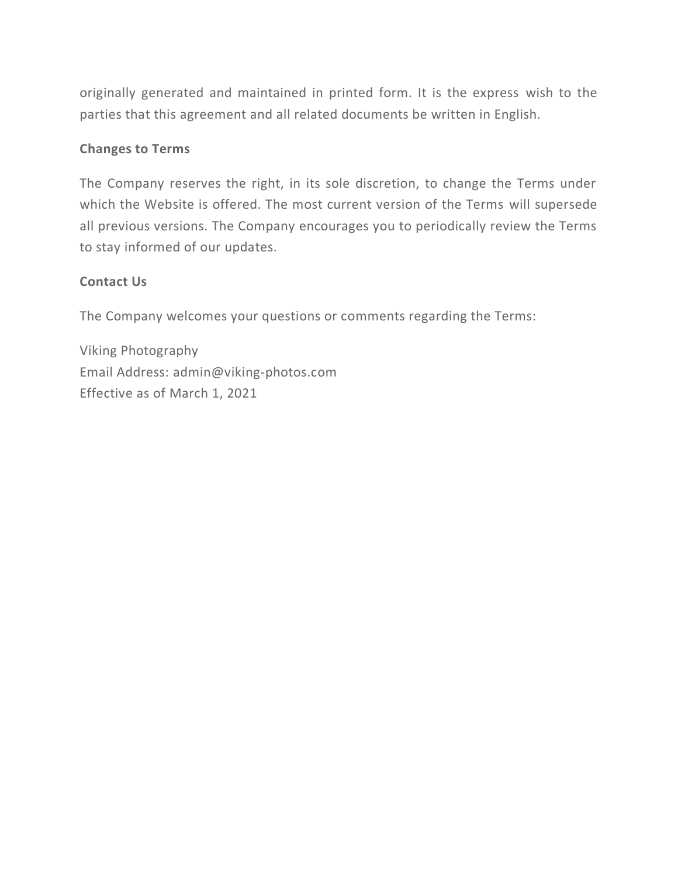originally generated and maintained in printed form. It is the express wish to the parties that this agreement and all related documents be written in English.

**Changes to Terms**

The Company reserves the right, in its sole discretion, to change the Terms under which the Website is offered. The most current version of the Terms will supersede all previous versions. The Company encourages you to periodically review the Terms to stay informed of our updates.

**Contact Us**

The Company welcomes your questions or comments regarding the Terms:

Viking Photography
Email Address: admin@viking-photos.com
Effective as of March 1, 2021